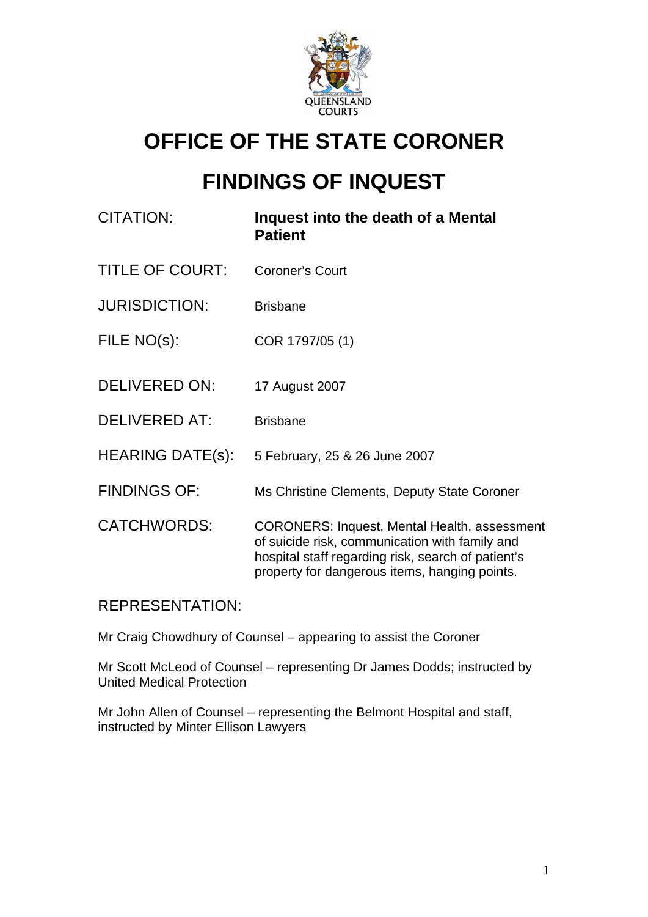# OFFICE OF THE STATE CORONER

# FINDINGS OF INQUEST

| | |
|---|---|
| CITATION: | **Inquest into the death of a Mental Patient** |
| TITLE OF COURT: | Coroner's Court |
| JURISDICTION: | Brisbane |
| FILE NO(s): | COR 1797/05 (1) |
| DELIVERED ON: | 17 August 2007 |
| DELIVERED AT: | Brisbane |
| HEARING DATE(s): | 5 February, 25 & 26 June 2007 |
| FINDINGS OF: | Ms Christine Clements, Deputy State Coroner |
| CATCHWORDS: | CORONERS: Inquest, Mental Health, assessment of suicide risk, communication with family and hospital staff regarding risk, search of patient's property for dangerous items, hanging points. |

REPRESENTATION:

Mr Craig Chowdhury of Counsel – appearing to assist the Coroner

Mr Scott McLeod of Counsel – representing Dr James Dodds; instructed by United Medical Protection

Mr John Allen of Counsel – representing the Belmont Hospital and staff, instructed by Minter Ellison Lawyers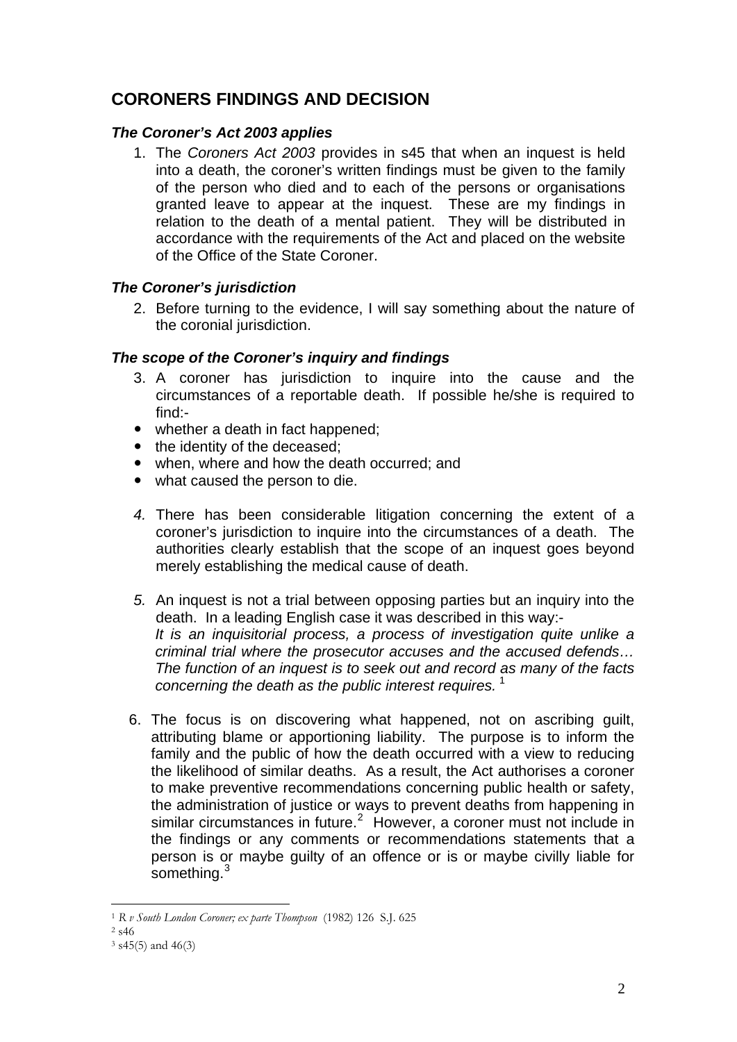## CORONERS FINDINGS AND DECISION

### *The Coroner's Act 2003 applies*

1. The *Coroners Act 2003* provides in s45 that when an inquest is held into a death, the coroner's written findings must be given to the family of the person who died and to each of the persons or organisations granted leave to appear at the inquest. These are my findings in relation to the death of a mental patient. They will be distributed in accordance with the requirements of the Act and placed on the website of the Office of the State Coroner.

### *The Coroner's jurisdiction*

2. Before turning to the evidence, I will say something about the nature of the coronial jurisdiction.

### *The scope of the Coroner's inquiry and findings*

3. A coroner has jurisdiction to inquire into the cause and the circumstances of a reportable death. If possible he/she is required to find:-

- whether a death in fact happened;
- the identity of the deceased;
- when, where and how the death occurred; and
- what caused the person to die.

4. There has been considerable litigation concerning the extent of a coroner's jurisdiction to inquire into the circumstances of a death. The authorities clearly establish that the scope of an inquest goes beyond merely establishing the medical cause of death.

5. An inquest is not a trial between opposing parties but an inquiry into the death. In a leading English case it was described in this way:-
*It is an inquisitorial process, a process of investigation quite unlike a criminal trial where the prosecutor accuses and the accused defends… The function of an inquest is to seek out and record as many of the facts concerning the death as the public interest requires.* [1]

6. The focus is on discovering what happened, not on ascribing guilt, attributing blame or apportioning liability. The purpose is to inform the family and the public of how the death occurred with a view to reducing the likelihood of similar deaths. As a result, the Act authorises a coroner to make preventive recommendations concerning public health or safety, the administration of justice or ways to prevent deaths from happening in similar circumstances in future.[2] However, a coroner must not include in the findings or any comments or recommendations statements that a person is or maybe guilty of an offence or is or maybe civilly liable for something.[3]

---

[1] *R v South London Coroner; ex parte Thompson* (1982) 126 S.J. 625

[2] s46

[3] s45(5) and 46(3)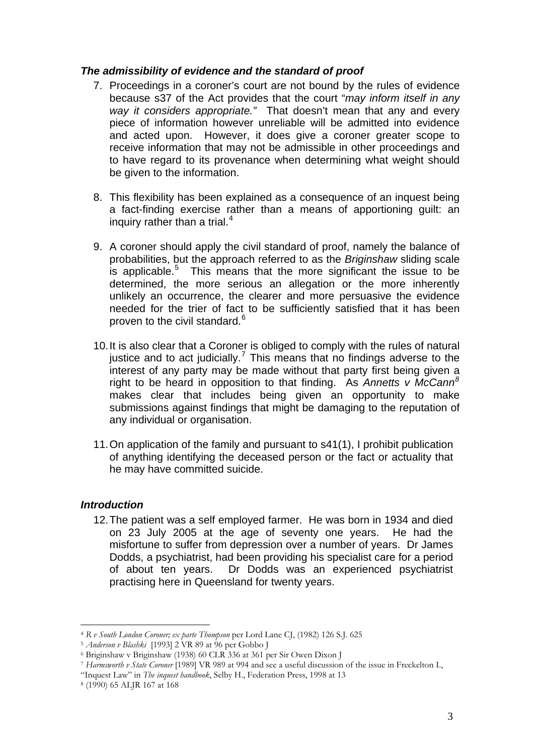### *The admissibility of evidence and the standard of proof*

7. Proceedings in a coroner's court are not bound by the rules of evidence because s37 of the Act provides that the court "*may inform itself in any way it considers appropriate."* That doesn't mean that any and every piece of information however unreliable will be admitted into evidence and acted upon. However, it does give a coroner greater scope to receive information that may not be admissible in other proceedings and to have regard to its provenance when determining what weight should be given to the information.

8. This flexibility has been explained as a consequence of an inquest being a fact-finding exercise rather than a means of apportioning guilt: an inquiry rather than a trial.[4]

9. A coroner should apply the civil standard of proof, namely the balance of probabilities, but the approach referred to as the *Briginshaw* sliding scale is applicable.[5] This means that the more significant the issue to be determined, the more serious an allegation or the more inherently unlikely an occurrence, the clearer and more persuasive the evidence needed for the trier of fact to be sufficiently satisfied that it has been proven to the civil standard.[6]

10. It is also clear that a Coroner is obliged to comply with the rules of natural justice and to act judicially.[7] This means that no findings adverse to the interest of any party may be made without that party first being given a right to be heard in opposition to that finding. As *Annetts v McCann*[8] makes clear that includes being given an opportunity to make submissions against findings that might be damaging to the reputation of any individual or organisation.

11. On application of the family and pursuant to s41(1), I prohibit publication of anything identifying the deceased person or the fact or actuality that he may have committed suicide.

### *Introduction*

12. The patient was a self employed farmer. He was born in 1934 and died on 23 July 2005 at the age of seventy one years. He had the misfortune to suffer from depression over a number of years. Dr James Dodds, a psychiatrist, had been providing his specialist care for a period of about ten years. Dr Dodds was an experienced psychiatrist practising here in Queensland for twenty years.

---

[4] *R v South London Coroner; ex parte Thompson* per Lord Lane CJ, (1982) 126 S.J. 625

[5] *Anderson v Blashki* [1993] 2 VR 89 at 96 per Gobbo J

[6] Briginshaw v Briginshaw (1938) 60 CLR 336 at 361 per Sir Owen Dixon J

[7] *Harmsworth v State Coroner* [1989] VR 989 at 994 and see a useful discussion of the issue in Freckelton I., "Inquest Law" in *The inquest handbook*, Selby H., Federation Press, 1998 at 13

[8] (1990) 65 ALJR 167 at 168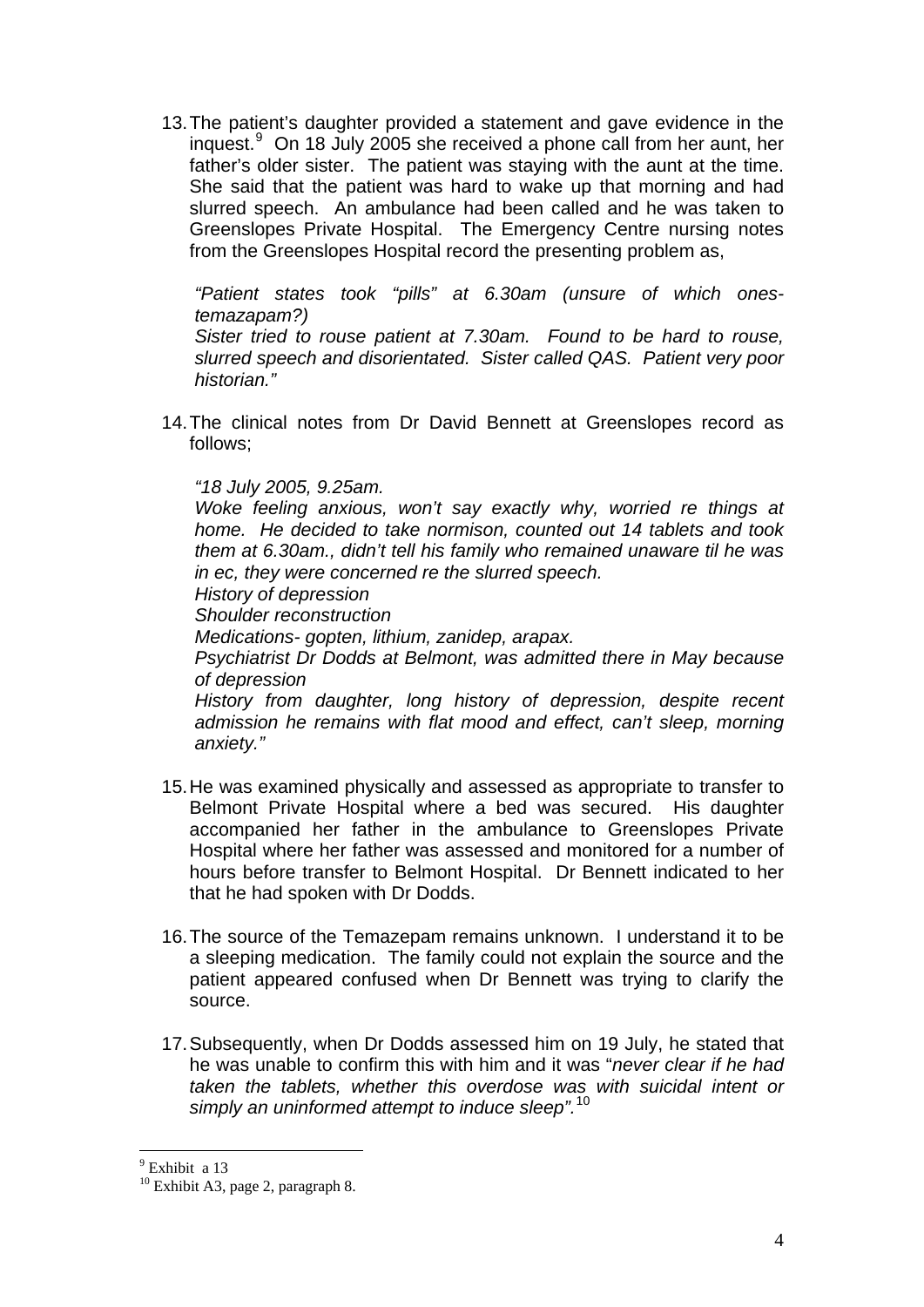13. The patient's daughter provided a statement and gave evidence in the inquest.[9] On 18 July 2005 she received a phone call from her aunt, her father's older sister. The patient was staying with the aunt at the time. She said that the patient was hard to wake up that morning and had slurred speech. An ambulance had been called and he was taken to Greenslopes Private Hospital. The Emergency Centre nursing notes from the Greenslopes Hospital record the presenting problem as,

    *"Patient states took "pills" at 6.30am (unsure of which ones- temazapam?)*
    *Sister tried to rouse patient at 7.30am. Found to be hard to rouse, slurred speech and disorientated. Sister called QAS. Patient very poor historian."*

14. The clinical notes from Dr David Bennett at Greenslopes record as follows;

    *"18 July 2005, 9.25am.*
    *Woke feeling anxious, won't say exactly why, worried re things at home. He decided to take normison, counted out 14 tablets and took them at 6.30am., didn't tell his family who remained unaware til he was in ec, they were concerned re the slurred speech.*
    *History of depression*
    *Shoulder reconstruction*
    *Medications- gopten, lithium, zanidep, arapax.*
    *Psychiatrist Dr Dodds at Belmont, was admitted there in May because of depression*
    *History from daughter, long history of depression, despite recent admission he remains with flat mood and effect, can't sleep, morning anxiety."*

15. He was examined physically and assessed as appropriate to transfer to Belmont Private Hospital where a bed was secured. His daughter accompanied her father in the ambulance to Greenslopes Private Hospital where her father was assessed and monitored for a number of hours before transfer to Belmont Hospital. Dr Bennett indicated to her that he had spoken with Dr Dodds.

16. The source of the Temazepam remains unknown. I understand it to be a sleeping medication. The family could not explain the source and the patient appeared confused when Dr Bennett was trying to clarify the source.

17. Subsequently, when Dr Dodds assessed him on 19 July, he stated that he was unable to confirm this with him and it was "*never clear if he had taken the tablets, whether this overdose was with suicidal intent or simply an uninformed attempt to induce sleep".*[10]

---

[9] Exhibit a 13
[10] Exhibit A3, page 2, paragraph 8.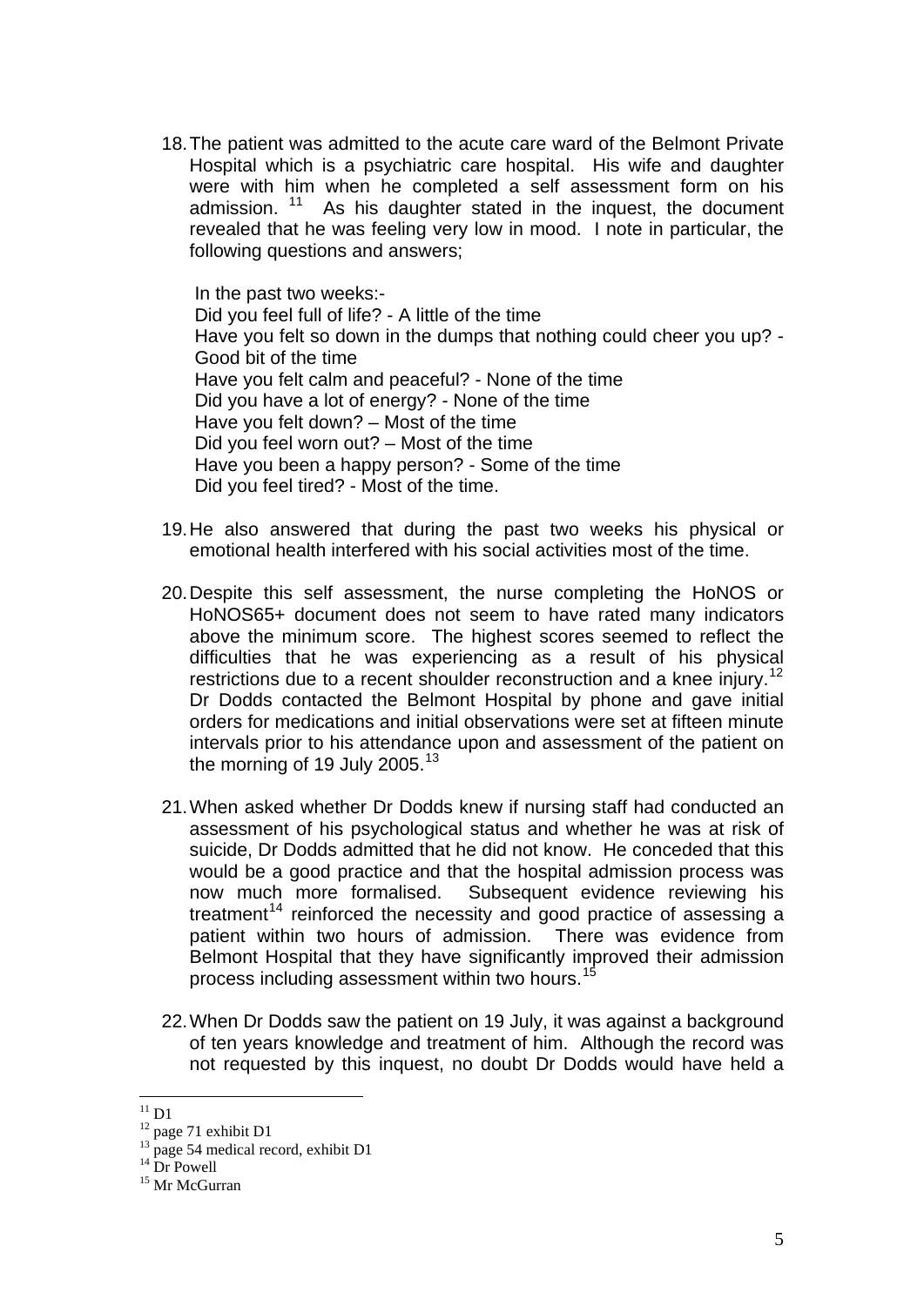18. The patient was admitted to the acute care ward of the Belmont Private Hospital which is a psychiatric care hospital. His wife and daughter were with him when he completed a self assessment form on his admission.[11] As his daughter stated in the inquest, the document revealed that he was feeling very low in mood. I note in particular, the following questions and answers;

    In the past two weeks:-
    Did you feel full of life? - A little of the time
    Have you felt so down in the dumps that nothing could cheer you up? - Good bit of the time
    Have you felt calm and peaceful? - None of the time
    Did you have a lot of energy? - None of the time
    Have you felt down? – Most of the time
    Did you feel worn out? – Most of the time
    Have you been a happy person? - Some of the time
    Did you feel tired? - Most of the time.

19. He also answered that during the past two weeks his physical or emotional health interfered with his social activities most of the time.

20. Despite this self assessment, the nurse completing the HoNOS or HoNOS65+ document does not seem to have rated many indicators above the minimum score. The highest scores seemed to reflect the difficulties that he was experiencing as a result of his physical restrictions due to a recent shoulder reconstruction and a knee injury.[12] Dr Dodds contacted the Belmont Hospital by phone and gave initial orders for medications and initial observations were set at fifteen minute intervals prior to his attendance upon and assessment of the patient on the morning of 19 July 2005.[13]

21. When asked whether Dr Dodds knew if nursing staff had conducted an assessment of his psychological status and whether he was at risk of suicide, Dr Dodds admitted that he did not know. He conceded that this would be a good practice and that the hospital admission process was now much more formalised. Subsequent evidence reviewing his treatment[14] reinforced the necessity and good practice of assessing a patient within two hours of admission. There was evidence from Belmont Hospital that they have significantly improved their admission process including assessment within two hours.[15]

22. When Dr Dodds saw the patient on 19 July, it was against a background of ten years knowledge and treatment of him. Although the record was not requested by this inquest, no doubt Dr Dodds would have held a

---

[11] D1
[12] page 71 exhibit D1
[13] page 54 medical record, exhibit D1
[14] Dr Powell
[15] Mr McGurran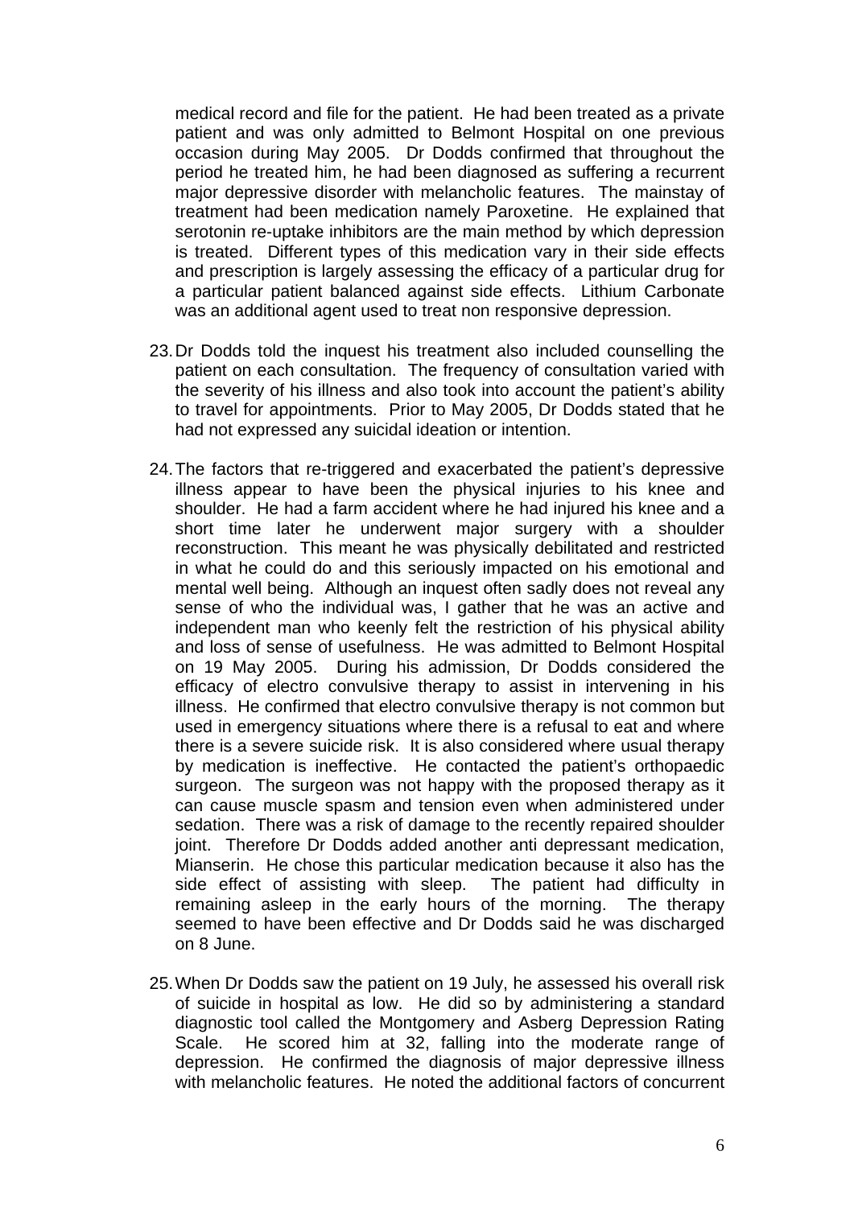medical record and file for the patient. He had been treated as a private patient and was only admitted to Belmont Hospital on one previous occasion during May 2005. Dr Dodds confirmed that throughout the period he treated him, he had been diagnosed as suffering a recurrent major depressive disorder with melancholic features. The mainstay of treatment had been medication namely Paroxetine. He explained that serotonin re-uptake inhibitors are the main method by which depression is treated. Different types of this medication vary in their side effects and prescription is largely assessing the efficacy of a particular drug for a particular patient balanced against side effects. Lithium Carbonate was an additional agent used to treat non responsive depression.

23. Dr Dodds told the inquest his treatment also included counselling the patient on each consultation. The frequency of consultation varied with the severity of his illness and also took into account the patient's ability to travel for appointments. Prior to May 2005, Dr Dodds stated that he had not expressed any suicidal ideation or intention.

24. The factors that re-triggered and exacerbated the patient's depressive illness appear to have been the physical injuries to his knee and shoulder. He had a farm accident where he had injured his knee and a short time later he underwent major surgery with a shoulder reconstruction. This meant he was physically debilitated and restricted in what he could do and this seriously impacted on his emotional and mental well being. Although an inquest often sadly does not reveal any sense of who the individual was, I gather that he was an active and independent man who keenly felt the restriction of his physical ability and loss of sense of usefulness. He was admitted to Belmont Hospital on 19 May 2005. During his admission, Dr Dodds considered the efficacy of electro convulsive therapy to assist in intervening in his illness. He confirmed that electro convulsive therapy is not common but used in emergency situations where there is a refusal to eat and where there is a severe suicide risk. It is also considered where usual therapy by medication is ineffective. He contacted the patient's orthopaedic surgeon. The surgeon was not happy with the proposed therapy as it can cause muscle spasm and tension even when administered under sedation. There was a risk of damage to the recently repaired shoulder joint. Therefore Dr Dodds added another anti depressant medication, Mianserin. He chose this particular medication because it also has the side effect of assisting with sleep. The patient had difficulty in remaining asleep in the early hours of the morning. The therapy seemed to have been effective and Dr Dodds said he was discharged on 8 June.

25. When Dr Dodds saw the patient on 19 July, he assessed his overall risk of suicide in hospital as low. He did so by administering a standard diagnostic tool called the Montgomery and Asberg Depression Rating Scale. He scored him at 32, falling into the moderate range of depression. He confirmed the diagnosis of major depressive illness with melancholic features. He noted the additional factors of concurrent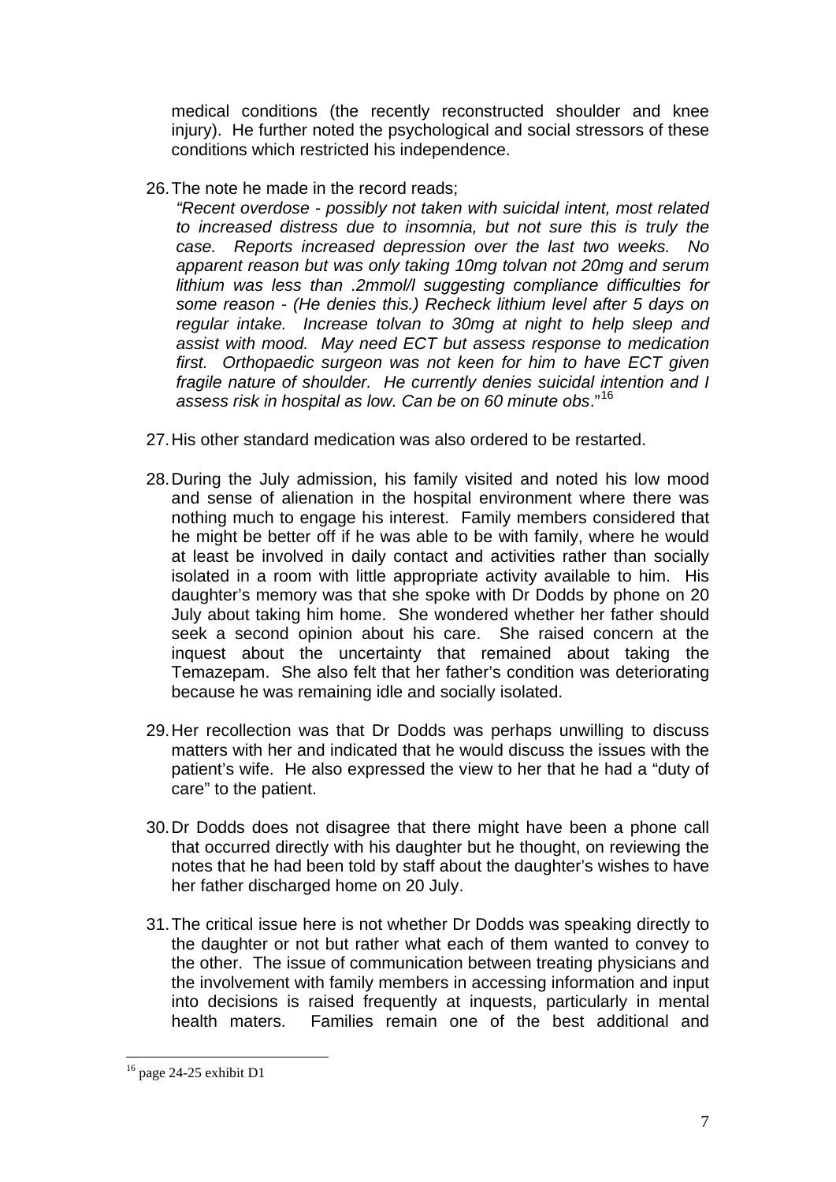medical conditions (the recently reconstructed shoulder and knee injury). He further noted the psychological and social stressors of these conditions which restricted his independence.

26. The note he made in the record reads;

    *"Recent overdose - possibly not taken with suicidal intent, most related to increased distress due to insomnia, but not sure this is truly the case. Reports increased depression over the last two weeks. No apparent reason but was only taking 10mg tolvan not 20mg and serum lithium was less than .2mmol/l suggesting compliance difficulties for some reason - (He denies this.) Recheck lithium level after 5 days on regular intake. Increase tolvan to 30mg at night to help sleep and assist with mood. May need ECT but assess response to medication first. Orthopaedic surgeon was not keen for him to have ECT given fragile nature of shoulder. He currently denies suicidal intention and I assess risk in hospital as low. Can be on 60 minute obs*."[16]

27. His other standard medication was also ordered to be restarted.

28. During the July admission, his family visited and noted his low mood and sense of alienation in the hospital environment where there was nothing much to engage his interest. Family members considered that he might be better off if he was able to be with family, where he would at least be involved in daily contact and activities rather than socially isolated in a room with little appropriate activity available to him. His daughter's memory was that she spoke with Dr Dodds by phone on 20 July about taking him home. She wondered whether her father should seek a second opinion about his care. She raised concern at the inquest about the uncertainty that remained about taking the Temazepam. She also felt that her father's condition was deteriorating because he was remaining idle and socially isolated.

29. Her recollection was that Dr Dodds was perhaps unwilling to discuss matters with her and indicated that he would discuss the issues with the patient's wife. He also expressed the view to her that he had a "duty of care" to the patient.

30. Dr Dodds does not disagree that there might have been a phone call that occurred directly with his daughter but he thought, on reviewing the notes that he had been told by staff about the daughter's wishes to have her father discharged home on 20 July.

31. The critical issue here is not whether Dr Dodds was speaking directly to the daughter or not but rather what each of them wanted to convey to the other. The issue of communication between treating physicians and the involvement with family members in accessing information and input into decisions is raised frequently at inquests, particularly in mental health maters. Families remain one of the best additional and

---

[16] page 24-25 exhibit D1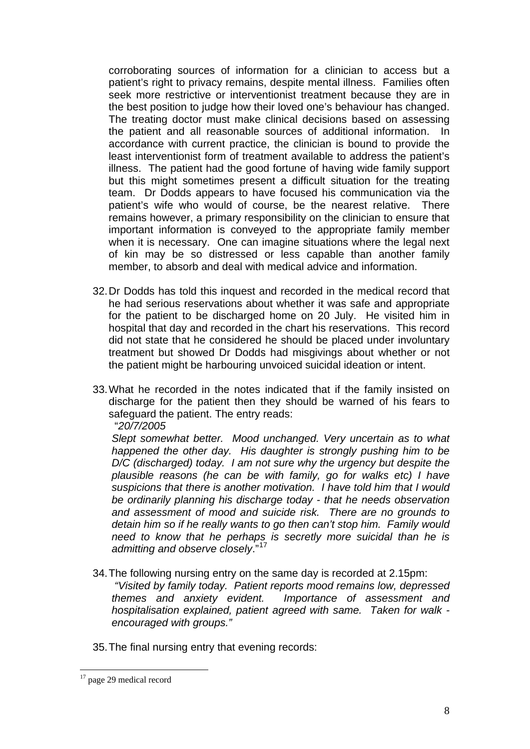corroborating sources of information for a clinician to access but a patient's right to privacy remains, despite mental illness. Families often seek more restrictive or interventionist treatment because they are in the best position to judge how their loved one's behaviour has changed. The treating doctor must make clinical decisions based on assessing the patient and all reasonable sources of additional information. In accordance with current practice, the clinician is bound to provide the least interventionist form of treatment available to address the patient's illness. The patient had the good fortune of having wide family support but this might sometimes present a difficult situation for the treating team. Dr Dodds appears to have focused his communication via the patient's wife who would of course, be the nearest relative. There remains however, a primary responsibility on the clinician to ensure that important information is conveyed to the appropriate family member when it is necessary. One can imagine situations where the legal next of kin may be so distressed or less capable than another family member, to absorb and deal with medical advice and information.

32. Dr Dodds has told this inquest and recorded in the medical record that he had serious reservations about whether it was safe and appropriate for the patient to be discharged home on 20 July. He visited him in hospital that day and recorded in the chart his reservations. This record did not state that he considered he should be placed under involuntary treatment but showed Dr Dodds had misgivings about whether or not the patient might be harbouring unvoiced suicidal ideation or intent.

33. What he recorded in the notes indicated that if the family insisted on discharge for the patient then they should be warned of his fears to safeguard the patient. The entry reads:

    "*20/7/2005*

    *Slept somewhat better. Mood unchanged. Very uncertain as to what happened the other day. His daughter is strongly pushing him to be D/C (discharged) today. I am not sure why the urgency but despite the plausible reasons (he can be with family, go for walks etc) I have suspicions that there is another motivation. I have told him that I would be ordinarily planning his discharge today - that he needs observation and assessment of mood and suicide risk. There are no grounds to detain him so if he really wants to go then can't stop him. Family would need to know that he perhaps is secretly more suicidal than he is admitting and observe closely*."[17]

34. The following nursing entry on the same day is recorded at 2.15pm:

    *"Visited by family today. Patient reports mood remains low, depressed themes and anxiety evident. Importance of assessment and hospitalisation explained, patient agreed with same. Taken for walk - encouraged with groups."*

35. The final nursing entry that evening records:

---

[17] page 29 medical record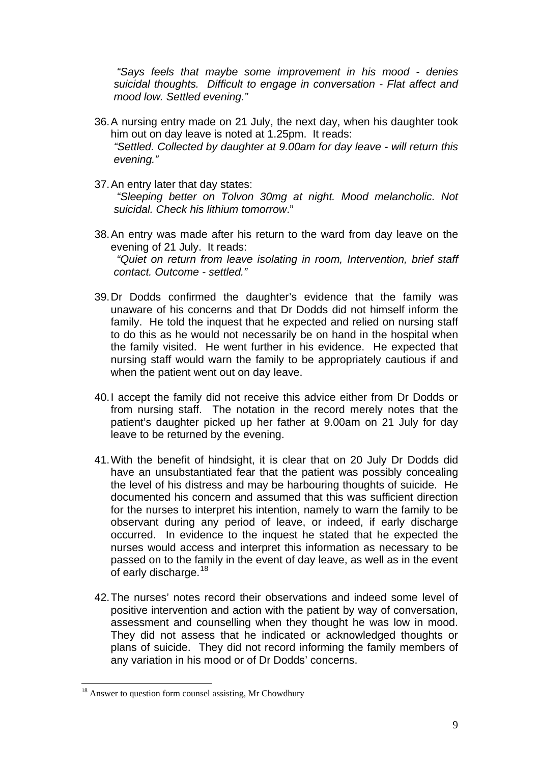*"Says feels that maybe some improvement in his mood - denies suicidal thoughts. Difficult to engage in conversation - Flat affect and mood low. Settled evening."*

36. A nursing entry made on 21 July, the next day, when his daughter took him out on day leave is noted at 1.25pm. It reads:
    *"Settled. Collected by daughter at 9.00am for day leave - will return this evening."*

37. An entry later that day states:
    *"Sleeping better on Tolvon 30mg at night. Mood melancholic. Not suicidal. Check his lithium tomorrow."*

38. An entry was made after his return to the ward from day leave on the evening of 21 July. It reads:
    *"Quiet on return from leave isolating in room, Intervention, brief staff contact. Outcome - settled."*

39. Dr Dodds confirmed the daughter's evidence that the family was unaware of his concerns and that Dr Dodds did not himself inform the family. He told the inquest that he expected and relied on nursing staff to do this as he would not necessarily be on hand in the hospital when the family visited. He went further in his evidence. He expected that nursing staff would warn the family to be appropriately cautious if and when the patient went out on day leave.

40. I accept the family did not receive this advice either from Dr Dodds or from nursing staff. The notation in the record merely notes that the patient's daughter picked up her father at 9.00am on 21 July for day leave to be returned by the evening.

41. With the benefit of hindsight, it is clear that on 20 July Dr Dodds did have an unsubstantiated fear that the patient was possibly concealing the level of his distress and may be harbouring thoughts of suicide. He documented his concern and assumed that this was sufficient direction for the nurses to interpret his intention, namely to warn the family to be observant during any period of leave, or indeed, if early discharge occurred. In evidence to the inquest he stated that he expected the nurses would access and interpret this information as necessary to be passed on to the family in the event of day leave, as well as in the event of early discharge.[18]

42. The nurses' notes record their observations and indeed some level of positive intervention and action with the patient by way of conversation, assessment and counselling when they thought he was low in mood. They did not assess that he indicated or acknowledged thoughts or plans of suicide. They did not record informing the family members of any variation in his mood or of Dr Dodds' concerns.

---

[18] Answer to question form counsel assisting, Mr Chowdhury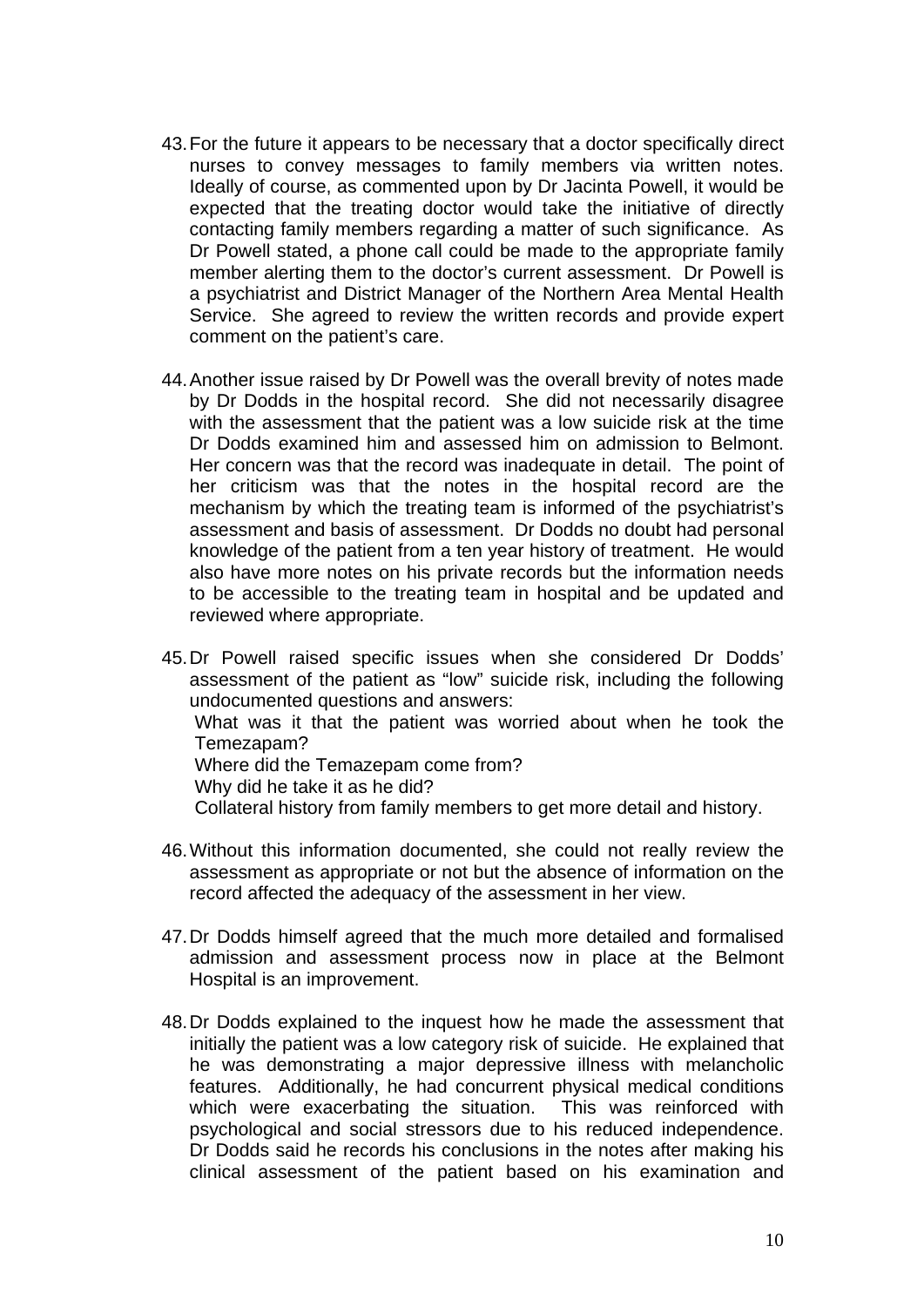43. For the future it appears to be necessary that a doctor specifically direct nurses to convey messages to family members via written notes. Ideally of course, as commented upon by Dr Jacinta Powell, it would be expected that the treating doctor would take the initiative of directly contacting family members regarding a matter of such significance. As Dr Powell stated, a phone call could be made to the appropriate family member alerting them to the doctor's current assessment. Dr Powell is a psychiatrist and District Manager of the Northern Area Mental Health Service. She agreed to review the written records and provide expert comment on the patient's care.

44. Another issue raised by Dr Powell was the overall brevity of notes made by Dr Dodds in the hospital record. She did not necessarily disagree with the assessment that the patient was a low suicide risk at the time Dr Dodds examined him and assessed him on admission to Belmont. Her concern was that the record was inadequate in detail. The point of her criticism was that the notes in the hospital record are the mechanism by which the treating team is informed of the psychiatrist's assessment and basis of assessment. Dr Dodds no doubt had personal knowledge of the patient from a ten year history of treatment. He would also have more notes on his private records but the information needs to be accessible to the treating team in hospital and be updated and reviewed where appropriate.

45. Dr Powell raised specific issues when she considered Dr Dodds' assessment of the patient as "low" suicide risk, including the following undocumented questions and answers:
    What was it that the patient was worried about when he took the Temezapam?
    Where did the Temazepam come from?
    Why did he take it as he did?
    Collateral history from family members to get more detail and history.

46. Without this information documented, she could not really review the assessment as appropriate or not but the absence of information on the record affected the adequacy of the assessment in her view.

47. Dr Dodds himself agreed that the much more detailed and formalised admission and assessment process now in place at the Belmont Hospital is an improvement.

48. Dr Dodds explained to the inquest how he made the assessment that initially the patient was a low category risk of suicide. He explained that he was demonstrating a major depressive illness with melancholic features. Additionally, he had concurrent physical medical conditions which were exacerbating the situation. This was reinforced with psychological and social stressors due to his reduced independence. Dr Dodds said he records his conclusions in the notes after making his clinical assessment of the patient based on his examination and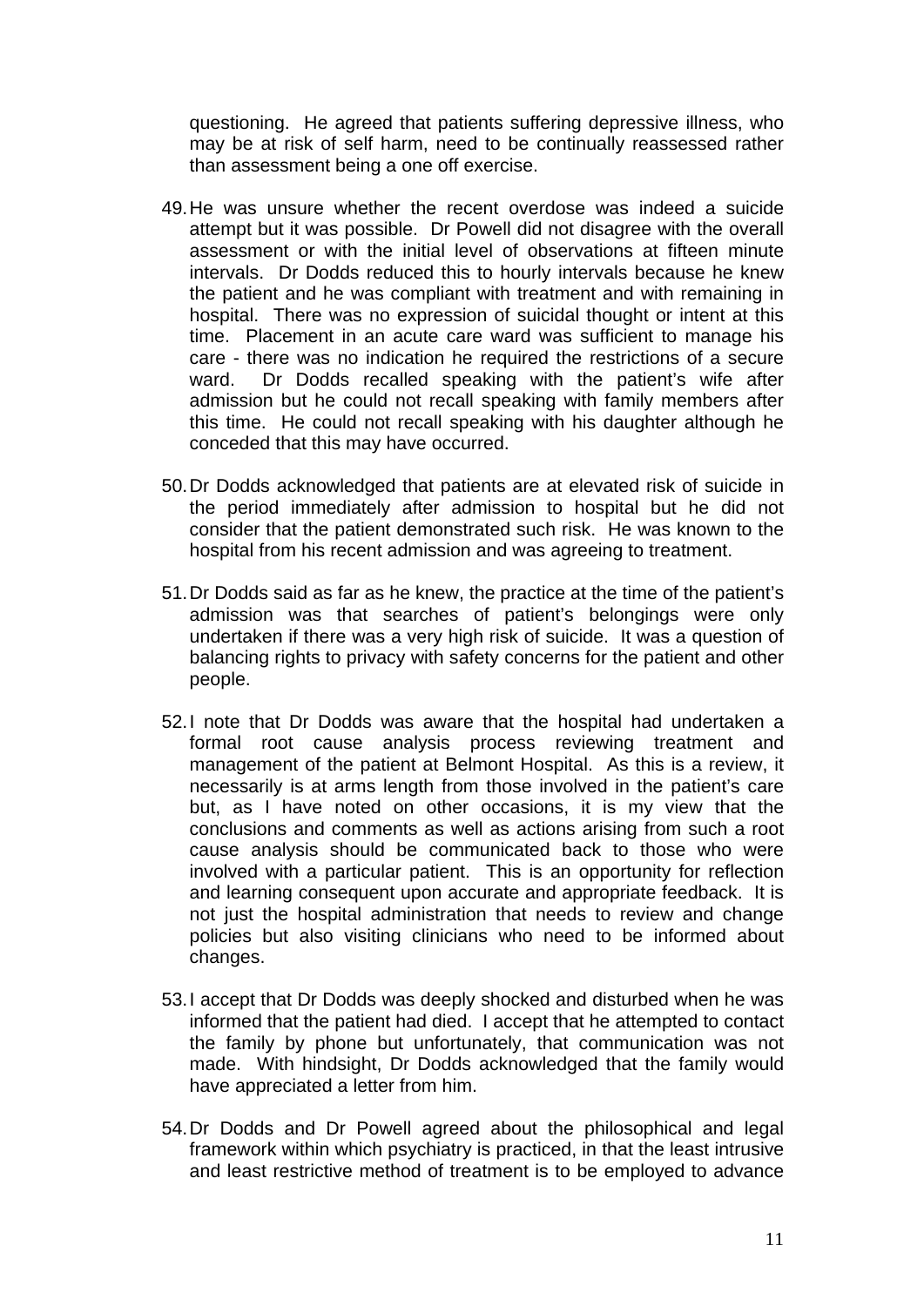questioning. He agreed that patients suffering depressive illness, who may be at risk of self harm, need to be continually reassessed rather than assessment being a one off exercise.

49. He was unsure whether the recent overdose was indeed a suicide attempt but it was possible. Dr Powell did not disagree with the overall assessment or with the initial level of observations at fifteen minute intervals. Dr Dodds reduced this to hourly intervals because he knew the patient and he was compliant with treatment and with remaining in hospital. There was no expression of suicidal thought or intent at this time. Placement in an acute care ward was sufficient to manage his care - there was no indication he required the restrictions of a secure ward. Dr Dodds recalled speaking with the patient's wife after admission but he could not recall speaking with family members after this time. He could not recall speaking with his daughter although he conceded that this may have occurred.

50. Dr Dodds acknowledged that patients are at elevated risk of suicide in the period immediately after admission to hospital but he did not consider that the patient demonstrated such risk. He was known to the hospital from his recent admission and was agreeing to treatment.

51. Dr Dodds said as far as he knew, the practice at the time of the patient's admission was that searches of patient's belongings were only undertaken if there was a very high risk of suicide. It was a question of balancing rights to privacy with safety concerns for the patient and other people.

52. I note that Dr Dodds was aware that the hospital had undertaken a formal root cause analysis process reviewing treatment and management of the patient at Belmont Hospital. As this is a review, it necessarily is at arms length from those involved in the patient's care but, as I have noted on other occasions, it is my view that the conclusions and comments as well as actions arising from such a root cause analysis should be communicated back to those who were involved with a particular patient. This is an opportunity for reflection and learning consequent upon accurate and appropriate feedback. It is not just the hospital administration that needs to review and change policies but also visiting clinicians who need to be informed about changes.

53. I accept that Dr Dodds was deeply shocked and disturbed when he was informed that the patient had died. I accept that he attempted to contact the family by phone but unfortunately, that communication was not made. With hindsight, Dr Dodds acknowledged that the family would have appreciated a letter from him.

54. Dr Dodds and Dr Powell agreed about the philosophical and legal framework within which psychiatry is practiced, in that the least intrusive and least restrictive method of treatment is to be employed to advance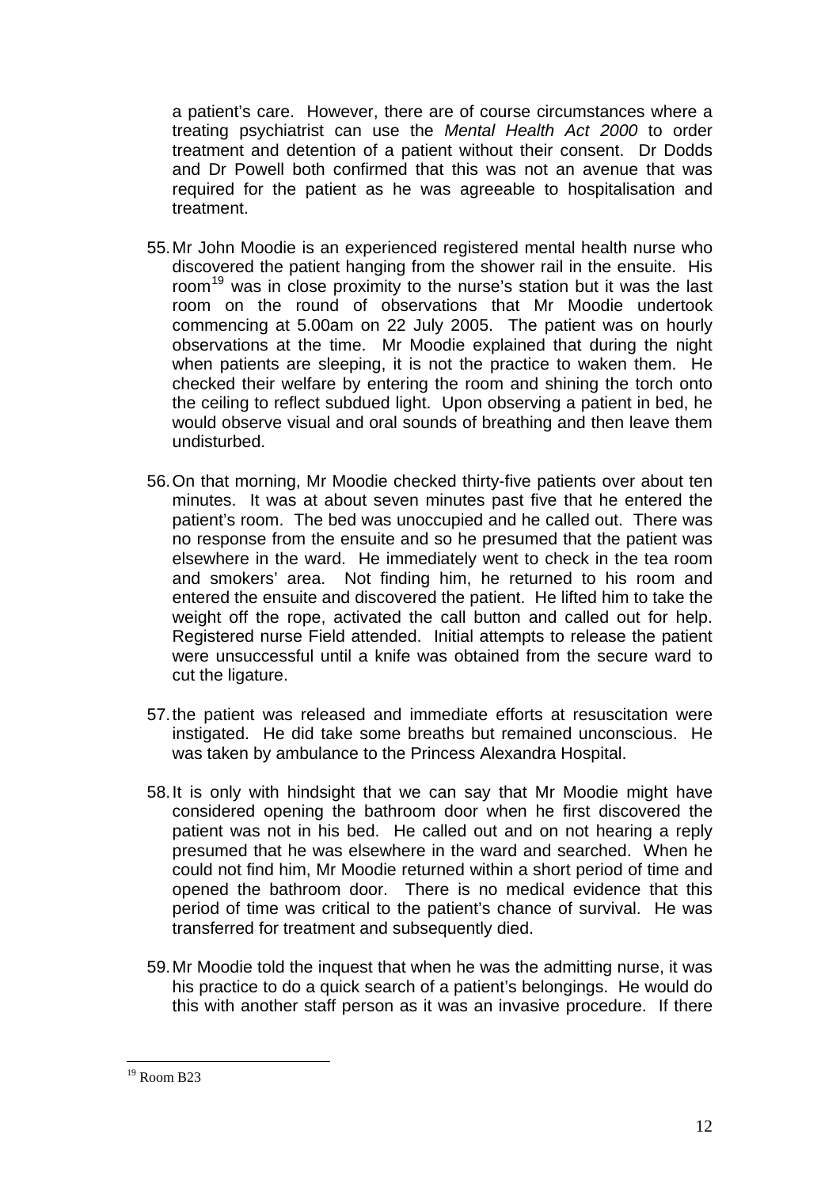a patient's care. However, there are of course circumstances where a treating psychiatrist can use the *Mental Health Act 2000* to order treatment and detention of a patient without their consent. Dr Dodds and Dr Powell both confirmed that this was not an avenue that was required for the patient as he was agreeable to hospitalisation and treatment.

55. Mr John Moodie is an experienced registered mental health nurse who discovered the patient hanging from the shower rail in the ensuite. His room[19] was in close proximity to the nurse's station but it was the last room on the round of observations that Mr Moodie undertook commencing at 5.00am on 22 July 2005. The patient was on hourly observations at the time. Mr Moodie explained that during the night when patients are sleeping, it is not the practice to waken them. He checked their welfare by entering the room and shining the torch onto the ceiling to reflect subdued light. Upon observing a patient in bed, he would observe visual and oral sounds of breathing and then leave them undisturbed.

56. On that morning, Mr Moodie checked thirty-five patients over about ten minutes. It was at about seven minutes past five that he entered the patient's room. The bed was unoccupied and he called out. There was no response from the ensuite and so he presumed that the patient was elsewhere in the ward. He immediately went to check in the tea room and smokers' area. Not finding him, he returned to his room and entered the ensuite and discovered the patient. He lifted him to take the weight off the rope, activated the call button and called out for help. Registered nurse Field attended. Initial attempts to release the patient were unsuccessful until a knife was obtained from the secure ward to cut the ligature.

57. the patient was released and immediate efforts at resuscitation were instigated. He did take some breaths but remained unconscious. He was taken by ambulance to the Princess Alexandra Hospital.

58. It is only with hindsight that we can say that Mr Moodie might have considered opening the bathroom door when he first discovered the patient was not in his bed. He called out and on not hearing a reply presumed that he was elsewhere in the ward and searched. When he could not find him, Mr Moodie returned within a short period of time and opened the bathroom door. There is no medical evidence that this period of time was critical to the patient's chance of survival. He was transferred for treatment and subsequently died.

59. Mr Moodie told the inquest that when he was the admitting nurse, it was his practice to do a quick search of a patient's belongings. He would do this with another staff person as it was an invasive procedure. If there

[19] Room B23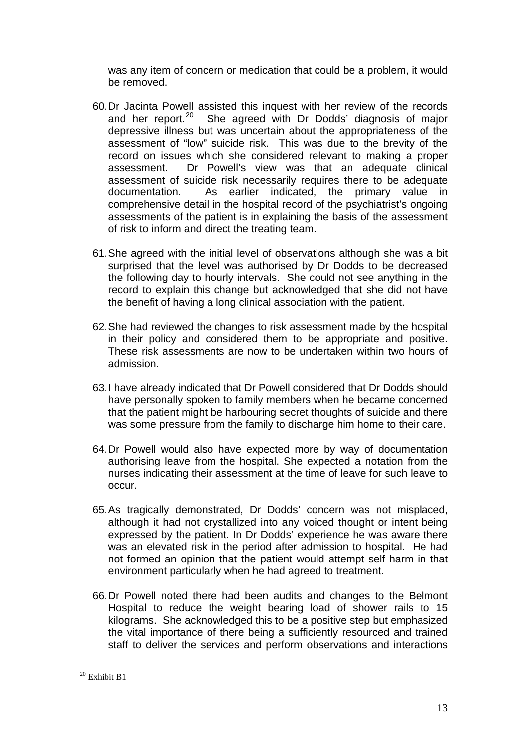was any item of concern or medication that could be a problem, it would be removed.

60. Dr Jacinta Powell assisted this inquest with her review of the records and her report.[20] She agreed with Dr Dodds' diagnosis of major depressive illness but was uncertain about the appropriateness of the assessment of "low" suicide risk. This was due to the brevity of the record on issues which she considered relevant to making a proper assessment. Dr Powell's view was that an adequate clinical assessment of suicide risk necessarily requires there to be adequate documentation. As earlier indicated, the primary value in comprehensive detail in the hospital record of the psychiatrist's ongoing assessments of the patient is in explaining the basis of the assessment of risk to inform and direct the treating team.

61. She agreed with the initial level of observations although she was a bit surprised that the level was authorised by Dr Dodds to be decreased the following day to hourly intervals. She could not see anything in the record to explain this change but acknowledged that she did not have the benefit of having a long clinical association with the patient.

62. She had reviewed the changes to risk assessment made by the hospital in their policy and considered them to be appropriate and positive. These risk assessments are now to be undertaken within two hours of admission.

63. I have already indicated that Dr Powell considered that Dr Dodds should have personally spoken to family members when he became concerned that the patient might be harbouring secret thoughts of suicide and there was some pressure from the family to discharge him home to their care.

64. Dr Powell would also have expected more by way of documentation authorising leave from the hospital. She expected a notation from the nurses indicating their assessment at the time of leave for such leave to occur.

65. As tragically demonstrated, Dr Dodds' concern was not misplaced, although it had not crystallized into any voiced thought or intent being expressed by the patient. In Dr Dodds' experience he was aware there was an elevated risk in the period after admission to hospital. He had not formed an opinion that the patient would attempt self harm in that environment particularly when he had agreed to treatment.

66. Dr Powell noted there had been audits and changes to the Belmont Hospital to reduce the weight bearing load of shower rails to 15 kilograms. She acknowledged this to be a positive step but emphasized the vital importance of there being a sufficiently resourced and trained staff to deliver the services and perform observations and interactions

[20] Exhibit B1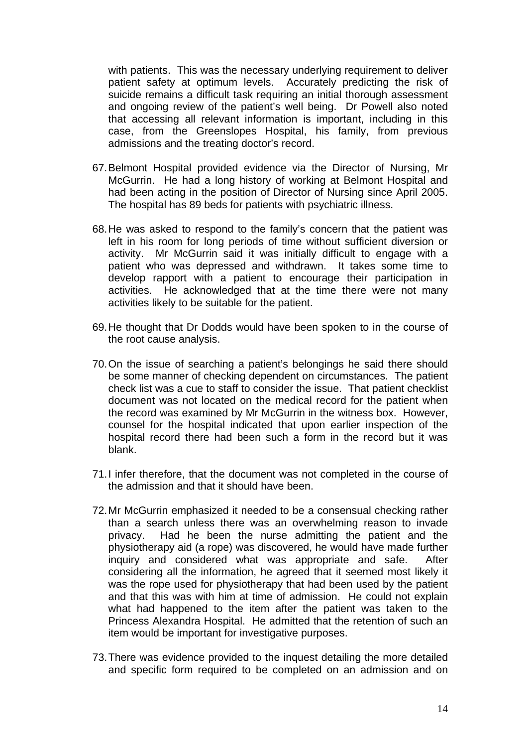with patients. This was the necessary underlying requirement to deliver patient safety at optimum levels. Accurately predicting the risk of suicide remains a difficult task requiring an initial thorough assessment and ongoing review of the patient's well being. Dr Powell also noted that accessing all relevant information is important, including in this case, from the Greenslopes Hospital, his family, from previous admissions and the treating doctor's record.

67. Belmont Hospital provided evidence via the Director of Nursing, Mr McGurrin. He had a long history of working at Belmont Hospital and had been acting in the position of Director of Nursing since April 2005. The hospital has 89 beds for patients with psychiatric illness.

68. He was asked to respond to the family's concern that the patient was left in his room for long periods of time without sufficient diversion or activity. Mr McGurrin said it was initially difficult to engage with a patient who was depressed and withdrawn. It takes some time to develop rapport with a patient to encourage their participation in activities. He acknowledged that at the time there were not many activities likely to be suitable for the patient.

69. He thought that Dr Dodds would have been spoken to in the course of the root cause analysis.

70. On the issue of searching a patient's belongings he said there should be some manner of checking dependent on circumstances. The patient check list was a cue to staff to consider the issue. That patient checklist document was not located on the medical record for the patient when the record was examined by Mr McGurrin in the witness box. However, counsel for the hospital indicated that upon earlier inspection of the hospital record there had been such a form in the record but it was blank.

71. I infer therefore, that the document was not completed in the course of the admission and that it should have been.

72. Mr McGurrin emphasized it needed to be a consensual checking rather than a search unless there was an overwhelming reason to invade privacy. Had he been the nurse admitting the patient and the physiotherapy aid (a rope) was discovered, he would have made further inquiry and considered what was appropriate and safe. After considering all the information, he agreed that it seemed most likely it was the rope used for physiotherapy that had been used by the patient and that this was with him at time of admission. He could not explain what had happened to the item after the patient was taken to the Princess Alexandra Hospital. He admitted that the retention of such an item would be important for investigative purposes.

73. There was evidence provided to the inquest detailing the more detailed and specific form required to be completed on an admission and on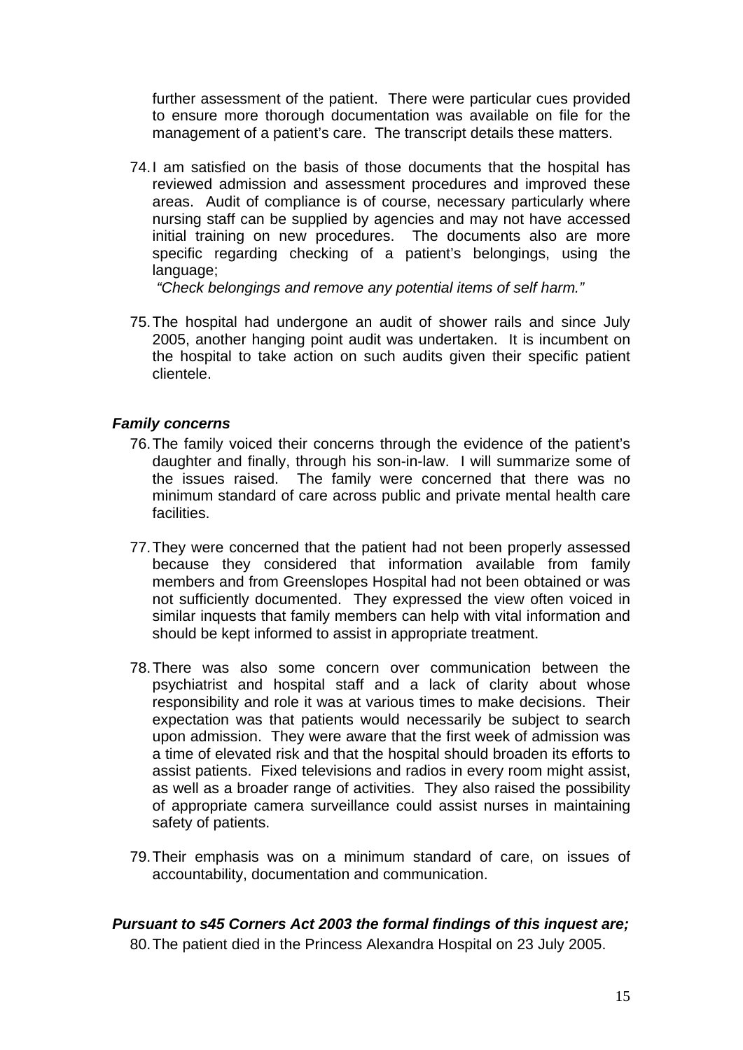further assessment of the patient. There were particular cues provided to ensure more thorough documentation was available on file for the management of a patient's care. The transcript details these matters.

74. I am satisfied on the basis of those documents that the hospital has reviewed admission and assessment procedures and improved these areas. Audit of compliance is of course, necessary particularly where nursing staff can be supplied by agencies and may not have accessed initial training on new procedures. The documents also are more specific regarding checking of a patient's belongings, using the language;

    *"Check belongings and remove any potential items of self harm."*

75. The hospital had undergone an audit of shower rails and since July 2005, another hanging point audit was undertaken. It is incumbent on the hospital to take action on such audits given their specific patient clientele.

### *Family concerns*

76. The family voiced their concerns through the evidence of the patient's daughter and finally, through his son-in-law. I will summarize some of the issues raised. The family were concerned that there was no minimum standard of care across public and private mental health care facilities.

77. They were concerned that the patient had not been properly assessed because they considered that information available from family members and from Greenslopes Hospital had not been obtained or was not sufficiently documented. They expressed the view often voiced in similar inquests that family members can help with vital information and should be kept informed to assist in appropriate treatment.

78. There was also some concern over communication between the psychiatrist and hospital staff and a lack of clarity about whose responsibility and role it was at various times to make decisions. Their expectation was that patients would necessarily be subject to search upon admission. They were aware that the first week of admission was a time of elevated risk and that the hospital should broaden its efforts to assist patients. Fixed televisions and radios in every room might assist, as well as a broader range of activities. They also raised the possibility of appropriate camera surveillance could assist nurses in maintaining safety of patients.

79. Their emphasis was on a minimum standard of care, on issues of accountability, documentation and communication.

### *Pursuant to s45 Corners Act 2003 the formal findings of this inquest are;*

80. The patient died in the Princess Alexandra Hospital on 23 July 2005.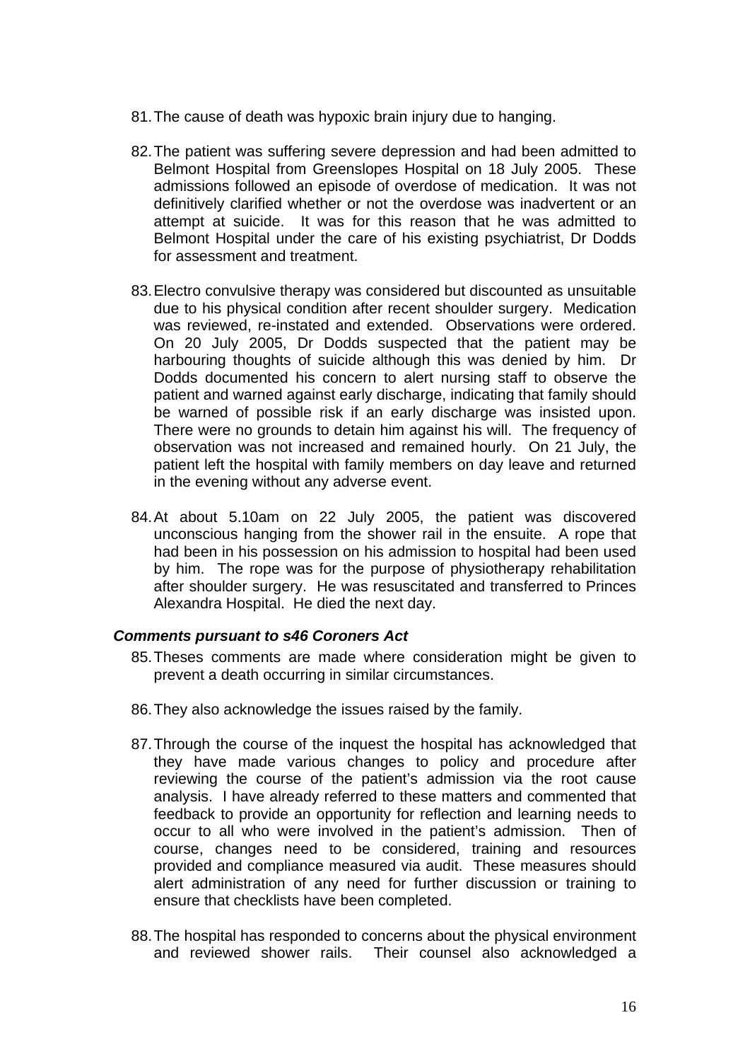81. The cause of death was hypoxic brain injury due to hanging.

82. The patient was suffering severe depression and had been admitted to Belmont Hospital from Greenslopes Hospital on 18 July 2005. These admissions followed an episode of overdose of medication. It was not definitively clarified whether or not the overdose was inadvertent or an attempt at suicide. It was for this reason that he was admitted to Belmont Hospital under the care of his existing psychiatrist, Dr Dodds for assessment and treatment.

83. Electro convulsive therapy was considered but discounted as unsuitable due to his physical condition after recent shoulder surgery. Medication was reviewed, re-instated and extended. Observations were ordered. On 20 July 2005, Dr Dodds suspected that the patient may be harbouring thoughts of suicide although this was denied by him. Dr Dodds documented his concern to alert nursing staff to observe the patient and warned against early discharge, indicating that family should be warned of possible risk if an early discharge was insisted upon. There were no grounds to detain him against his will. The frequency of observation was not increased and remained hourly. On 21 July, the patient left the hospital with family members on day leave and returned in the evening without any adverse event.

84. At about 5.10am on 22 July 2005, the patient was discovered unconscious hanging from the shower rail in the ensuite. A rope that had been in his possession on his admission to hospital had been used by him. The rope was for the purpose of physiotherapy rehabilitation after shoulder surgery. He was resuscitated and transferred to Princes Alexandra Hospital. He died the next day.

***Comments pursuant to s46 Coroners Act***

85. Theses comments are made where consideration might be given to prevent a death occurring in similar circumstances.

86. They also acknowledge the issues raised by the family.

87. Through the course of the inquest the hospital has acknowledged that they have made various changes to policy and procedure after reviewing the course of the patient's admission via the root cause analysis. I have already referred to these matters and commented that feedback to provide an opportunity for reflection and learning needs to occur to all who were involved in the patient's admission. Then of course, changes need to be considered, training and resources provided and compliance measured via audit. These measures should alert administration of any need for further discussion or training to ensure that checklists have been completed.

88. The hospital has responded to concerns about the physical environment and reviewed shower rails. Their counsel also acknowledged a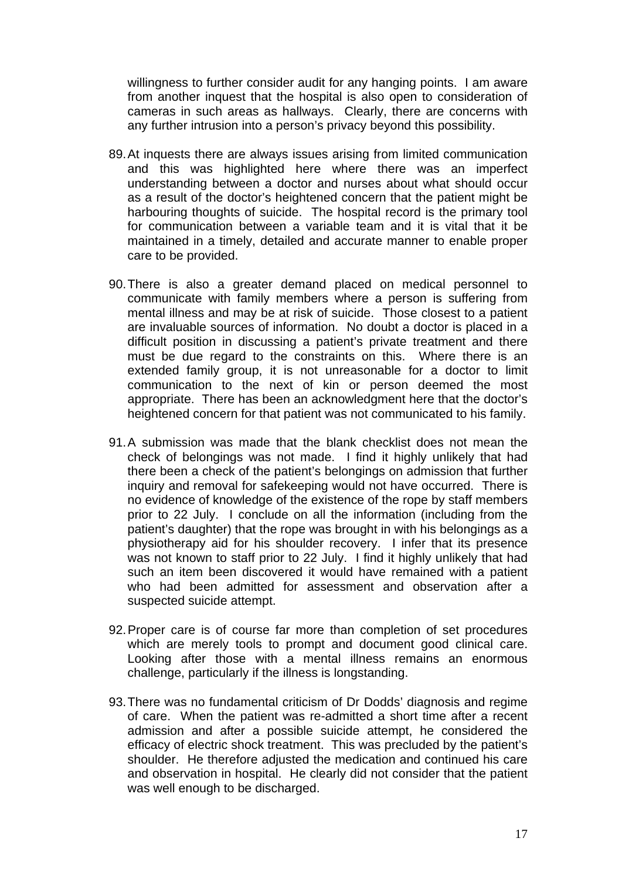willingness to further consider audit for any hanging points. I am aware from another inquest that the hospital is also open to consideration of cameras in such areas as hallways. Clearly, there are concerns with any further intrusion into a person's privacy beyond this possibility.

89. At inquests there are always issues arising from limited communication and this was highlighted here where there was an imperfect understanding between a doctor and nurses about what should occur as a result of the doctor's heightened concern that the patient might be harbouring thoughts of suicide. The hospital record is the primary tool for communication between a variable team and it is vital that it be maintained in a timely, detailed and accurate manner to enable proper care to be provided.

90. There is also a greater demand placed on medical personnel to communicate with family members where a person is suffering from mental illness and may be at risk of suicide. Those closest to a patient are invaluable sources of information. No doubt a doctor is placed in a difficult position in discussing a patient's private treatment and there must be due regard to the constraints on this. Where there is an extended family group, it is not unreasonable for a doctor to limit communication to the next of kin or person deemed the most appropriate. There has been an acknowledgment here that the doctor's heightened concern for that patient was not communicated to his family.

91. A submission was made that the blank checklist does not mean the check of belongings was not made. I find it highly unlikely that had there been a check of the patient's belongings on admission that further inquiry and removal for safekeeping would not have occurred. There is no evidence of knowledge of the existence of the rope by staff members prior to 22 July. I conclude on all the information (including from the patient's daughter) that the rope was brought in with his belongings as a physiotherapy aid for his shoulder recovery. I infer that its presence was not known to staff prior to 22 July. I find it highly unlikely that had such an item been discovered it would have remained with a patient who had been admitted for assessment and observation after a suspected suicide attempt.

92. Proper care is of course far more than completion of set procedures which are merely tools to prompt and document good clinical care. Looking after those with a mental illness remains an enormous challenge, particularly if the illness is longstanding.

93. There was no fundamental criticism of Dr Dodds' diagnosis and regime of care. When the patient was re-admitted a short time after a recent admission and after a possible suicide attempt, he considered the efficacy of electric shock treatment. This was precluded by the patient's shoulder. He therefore adjusted the medication and continued his care and observation in hospital. He clearly did not consider that the patient was well enough to be discharged.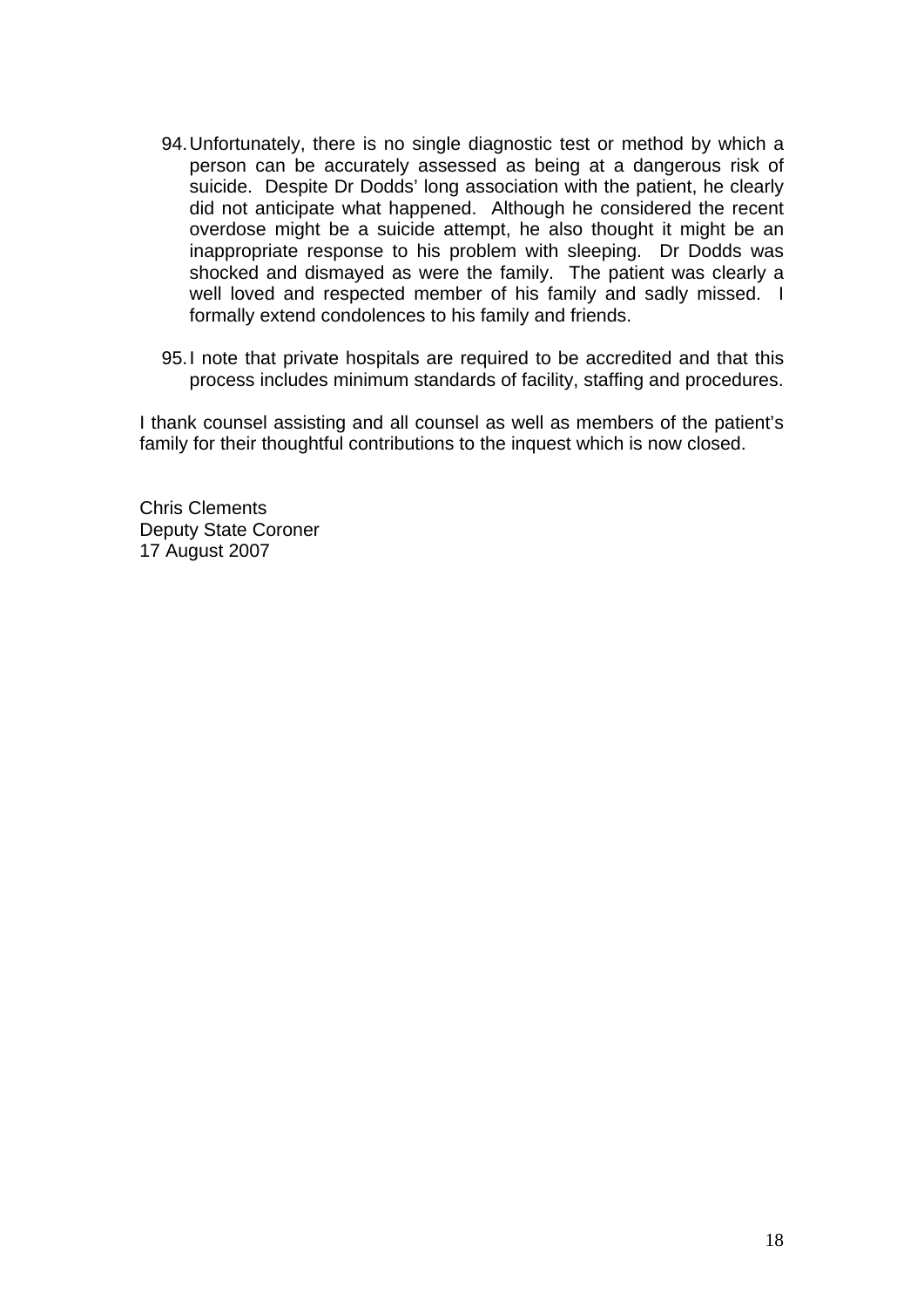94. Unfortunately, there is no single diagnostic test or method by which a person can be accurately assessed as being at a dangerous risk of suicide. Despite Dr Dodds' long association with the patient, he clearly did not anticipate what happened. Although he considered the recent overdose might be a suicide attempt, he also thought it might be an inappropriate response to his problem with sleeping. Dr Dodds was shocked and dismayed as were the family. The patient was clearly a well loved and respected member of his family and sadly missed. I formally extend condolences to his family and friends.

95. I note that private hospitals are required to be accredited and that this process includes minimum standards of facility, staffing and procedures.

I thank counsel assisting and all counsel as well as members of the patient's family for their thoughtful contributions to the inquest which is now closed.

Chris Clements
Deputy State Coroner
17 August 2007